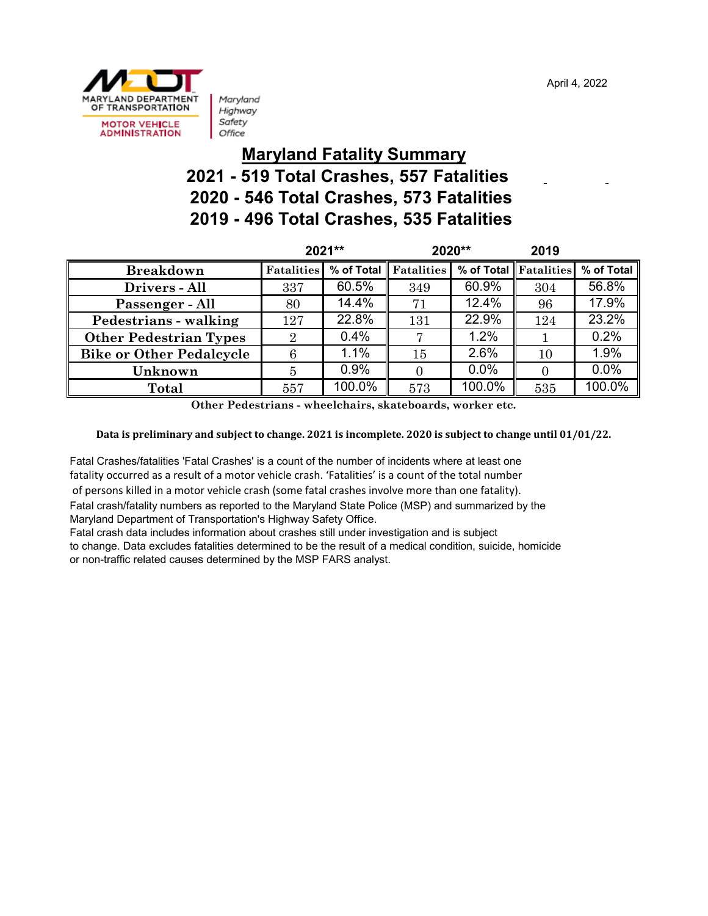MARYLAND DEPARTMENT OF TRANSPORTATION

MOTOR VEHICLE ADMINISTRATION

Maryland Highway Safety Office

April 4, 2022

# Maryland Fatality Summary

## 2021 - 519 Total Crashes, 557 Fatalities
## 2020 - 546 Total Crashes, 573 Fatalities
## 2019 - 496 Total Crashes, 535 Fatalities

| | 2021** | | 2020** | | 2019 | |
|---|---|---|---|---|---|---|
| **Breakdown** | **Fatalities** | **% of Total** | **Fatalities** | **% of Total** | **Fatalities** | **% of Total** |
| **Drivers - All** | 337 | 60.5% | 349 | 60.9% | 304 | 56.8% |
| **Passenger - All** | 80 | 14.4% | 71 | 12.4% | 96 | 17.9% |
| **Pedestrians - walking** | 127 | 22.8% | 131 | 22.9% | 124 | 23.2% |
| **Other Pedestrian Types** | 2 | 0.4% | 7 | 1.2% | 1 | 0.2% |
| **Bike or Other Pedalcycle** | 6 | 1.1% | 15 | 2.6% | 10 | 1.9% |
| **Unknown** | 5 | 0.9% | 0 | 0.0% | 0 | 0.0% |
| **Total** | 557 | 100.0% | 573 | 100.0% | 535 | 100.0% |

**Other Pedestrians - wheelchairs, skateboards, worker etc.**

**Data is preliminary and subject to change. 2021 is incomplete. 2020 is subject to change until 01/01/22.**

Fatal Crashes/fatalities 'Fatal Crashes' is a count of the number of incidents where at least one fatality occurred as a result of a motor vehicle crash. 'Fatalities' is a count of the total number of persons killed in a motor vehicle crash (some fatal crashes involve more than one fatality).
Fatal crash/fatality numbers as reported to the Maryland State Police (MSP) and summarized by the Maryland Department of Transportation's Highway Safety Office.
Fatal crash data includes information about crashes still under investigation and is subject to change. Data excludes fatalities determined to be the result of a medical condition, suicide, homicide or non-traffic related causes determined by the MSP FARS analyst.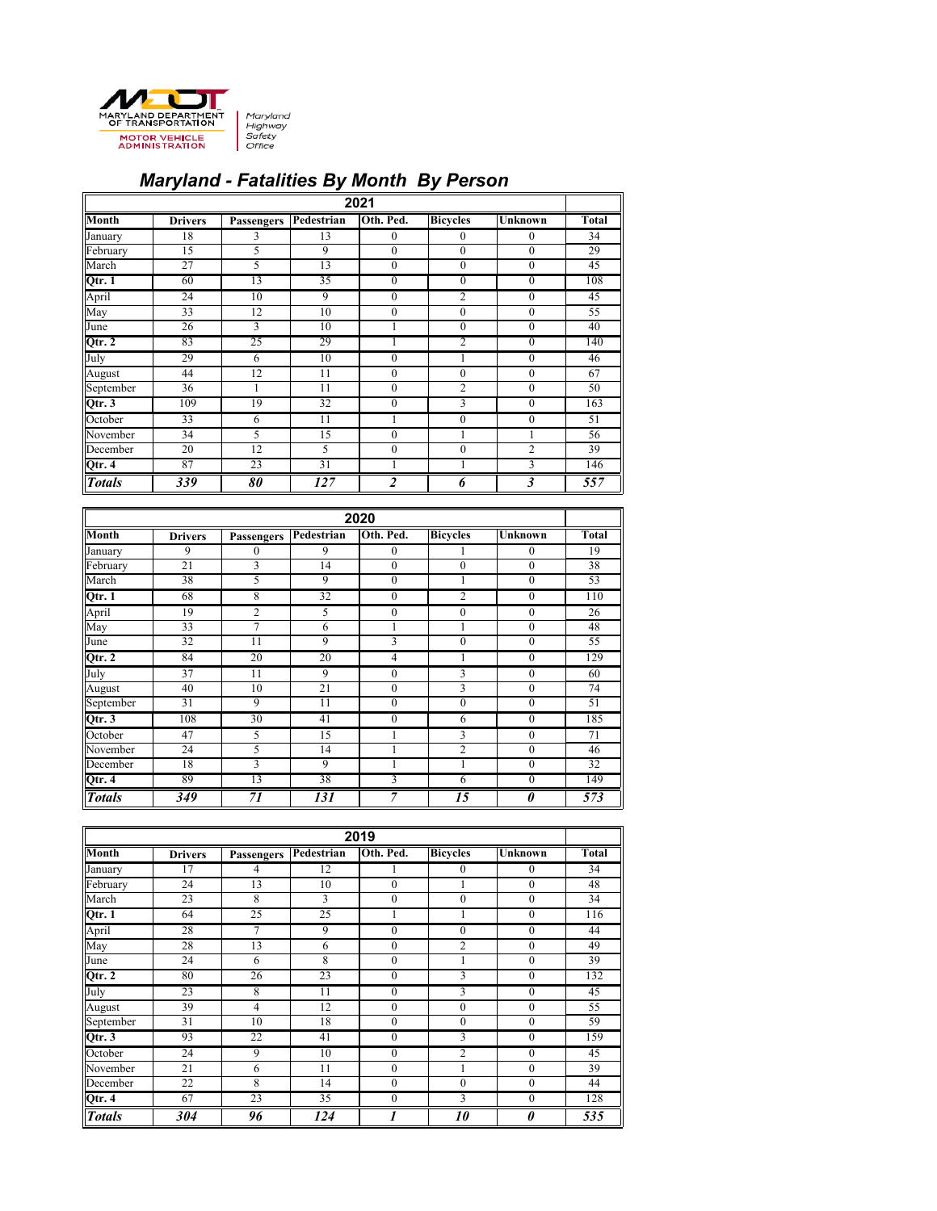# Maryland - Fatalities By Month By Person

| 2021 | | | | | | | |
|---|---|---|---|---|---|---|---|
| **Month** | **Drivers** | **Passengers** | **Pedestrian** | **Oth. Ped.** | **Bicycles** | **Unknown** | **Total** |
| January | 18 | 3 | 13 | 0 | 0 | 0 | 34 |
| February | 15 | 5 | 9 | 0 | 0 | 0 | 29 |
| March | 27 | 5 | 13 | 0 | 0 | 0 | 45 |
| **Qtr. 1** | 60 | 13 | 35 | 0 | 0 | 0 | 108 |
| April | 24 | 10 | 9 | 0 | 2 | 0 | 45 |
| May | 33 | 12 | 10 | 0 | 0 | 0 | 55 |
| June | 26 | 3 | 10 | 1 | 0 | 0 | 40 |
| **Qtr. 2** | 83 | 25 | 29 | 1 | 2 | 0 | 140 |
| July | 29 | 6 | 10 | 0 | 1 | 0 | 46 |
| August | 44 | 12 | 11 | 0 | 0 | 0 | 67 |
| September | 36 | 1 | 11 | 0 | 2 | 0 | 50 |
| **Qtr. 3** | 109 | 19 | 32 | 0 | 3 | 0 | 163 |
| October | 33 | 6 | 11 | 1 | 0 | 0 | 51 |
| November | 34 | 5 | 15 | 0 | 1 | 1 | 56 |
| December | 20 | 12 | 5 | 0 | 0 | 2 | 39 |
| **Qtr. 4** | 87 | 23 | 31 | 1 | 1 | 3 | 146 |
| ***Totals*** | ***339*** | ***80*** | ***127*** | ***2*** | ***6*** | ***3*** | ***557*** |

| 2020 | | | | | | | |
|---|---|---|---|---|---|---|---|
| **Month** | **Drivers** | **Passengers** | **Pedestrian** | **Oth. Ped.** | **Bicycles** | **Unknown** | **Total** |
| January | 9 | 0 | 9 | 0 | 1 | 0 | 19 |
| February | 21 | 3 | 14 | 0 | 0 | 0 | 38 |
| March | 38 | 5 | 9 | 0 | 1 | 0 | 53 |
| **Qtr. 1** | 68 | 8 | 32 | 0 | 2 | 0 | 110 |
| April | 19 | 2 | 5 | 0 | 0 | 0 | 26 |
| May | 33 | 7 | 6 | 1 | 1 | 0 | 48 |
| June | 32 | 11 | 9 | 3 | 0 | 0 | 55 |
| **Qtr. 2** | 84 | 20 | 20 | 4 | 1 | 0 | 129 |
| July | 37 | 11 | 9 | 0 | 3 | 0 | 60 |
| August | 40 | 10 | 21 | 0 | 3 | 0 | 74 |
| September | 31 | 9 | 11 | 0 | 0 | 0 | 51 |
| **Qtr. 3** | 108 | 30 | 41 | 0 | 6 | 0 | 185 |
| October | 47 | 5 | 15 | 1 | 3 | 0 | 71 |
| November | 24 | 5 | 14 | 1 | 2 | 0 | 46 |
| December | 18 | 3 | 9 | 1 | 1 | 0 | 32 |
| **Qtr. 4** | 89 | 13 | 38 | 3 | 6 | 0 | 149 |
| ***Totals*** | ***349*** | ***71*** | ***131*** | ***7*** | ***15*** | ***0*** | ***573*** |

| 2019 | | | | | | | |
|---|---|---|---|---|---|---|---|
| **Month** | **Drivers** | **Passengers** | **Pedestrian** | **Oth. Ped.** | **Bicycles** | **Unknown** | **Total** |
| January | 17 | 4 | 12 | 1 | 0 | 0 | 34 |
| February | 24 | 13 | 10 | 0 | 1 | 0 | 48 |
| March | 23 | 8 | 3 | 0 | 0 | 0 | 34 |
| **Qtr. 1** | 64 | 25 | 25 | 1 | 1 | 0 | 116 |
| April | 28 | 7 | 9 | 0 | 0 | 0 | 44 |
| May | 28 | 13 | 6 | 0 | 2 | 0 | 49 |
| June | 24 | 6 | 8 | 0 | 1 | 0 | 39 |
| **Qtr. 2** | 80 | 26 | 23 | 0 | 3 | 0 | 132 |
| July | 23 | 8 | 11 | 0 | 3 | 0 | 45 |
| August | 39 | 4 | 12 | 0 | 0 | 0 | 55 |
| September | 31 | 10 | 18 | 0 | 0 | 0 | 59 |
| **Qtr. 3** | 93 | 22 | 41 | 0 | 3 | 0 | 159 |
| October | 24 | 9 | 10 | 0 | 2 | 0 | 45 |
| November | 21 | 6 | 11 | 0 | 1 | 0 | 39 |
| December | 22 | 8 | 14 | 0 | 0 | 0 | 44 |
| **Qtr. 4** | 67 | 23 | 35 | 0 | 3 | 0 | 128 |
| ***Totals*** | ***304*** | ***96*** | ***124*** | ***1*** | ***10*** | ***0*** | ***535*** |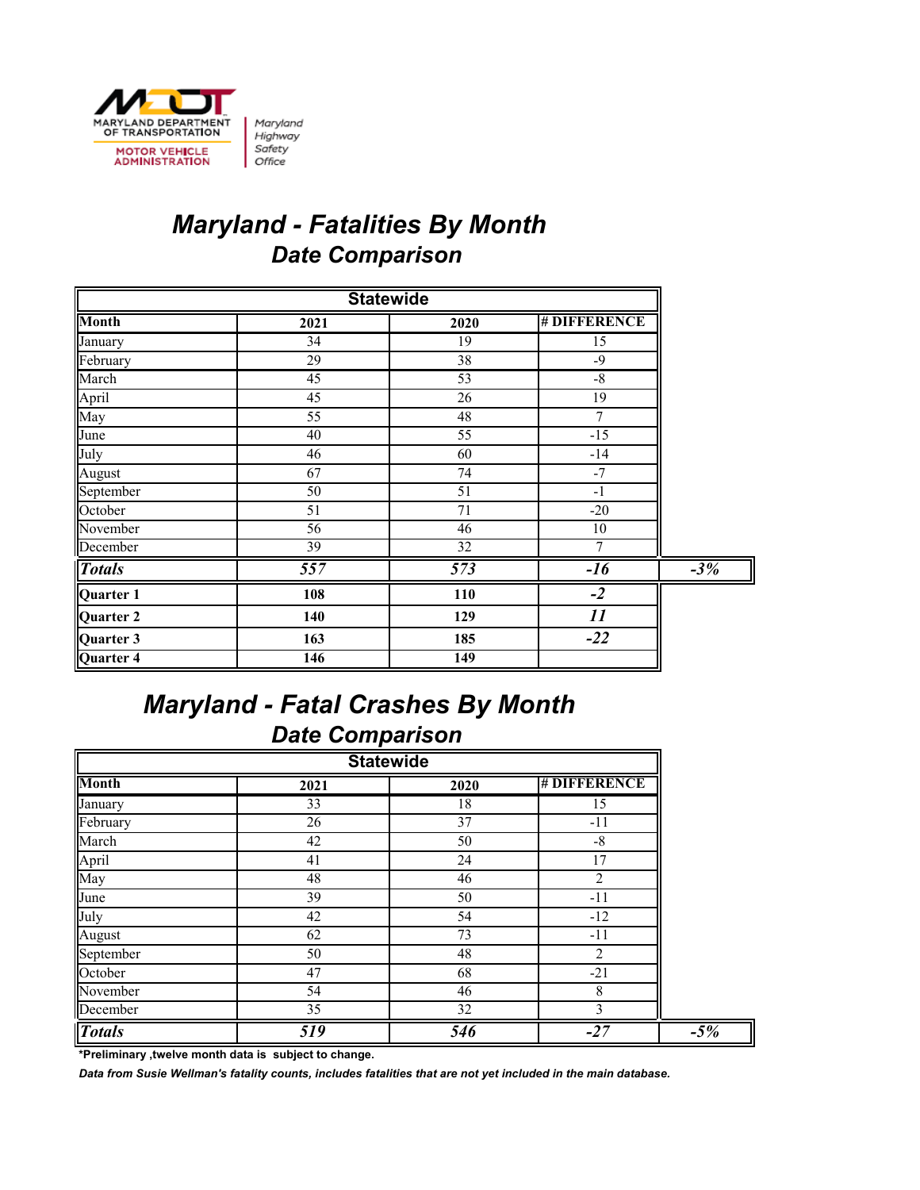MARYLAND DEPARTMENT OF TRANSPORTATION
MOTOR VEHICLE ADMINISTRATION

Maryland Highway Safety Office

# *Maryland - Fatalities By Month*

## *Date Comparison*

| Statewide | | | | |
|---|---|---|---|---|
| **Month** | **2021** | **2020** | **# DIFFERENCE** | |
| January | 34 | 19 | 15 | |
| February | 29 | 38 | -9 | |
| March | 45 | 53 | -8 | |
| April | 45 | 26 | 19 | |
| May | 55 | 48 | 7 | |
| June | 40 | 55 | -15 | |
| July | 46 | 60 | -14 | |
| August | 67 | 74 | -7 | |
| September | 50 | 51 | -1 | |
| October | 51 | 71 | -20 | |
| November | 56 | 46 | 10 | |
| December | 39 | 32 | 7 | |
| ***Totals*** | ***557*** | ***573*** | ***-16*** | ***-3%*** |
| **Quarter 1** | **108** | **110** | ***-2*** | |
| **Quarter 2** | **140** | **129** | ***11*** | |
| **Quarter 3** | **163** | **185** | ***-22*** | |
| **Quarter 4** | **146** | **149** | | |

# *Maryland - Fatal Crashes By Month*

## *Date Comparison*

| Statewide | | | | |
|---|---|---|---|---|
| **Month** | **2021** | **2020** | **# DIFFERENCE** | |
| January | 33 | 18 | 15 | |
| February | 26 | 37 | -11 | |
| March | 42 | 50 | -8 | |
| April | 41 | 24 | 17 | |
| May | 48 | 46 | 2 | |
| June | 39 | 50 | -11 | |
| July | 42 | 54 | -12 | |
| August | 62 | 73 | -11 | |
| September | 50 | 48 | 2 | |
| October | 47 | 68 | -21 | |
| November | 54 | 46 | 8 | |
| December | 35 | 32 | 3 | |
| ***Totals*** | ***519*** | ***546*** | ***-27*** | ***-5%*** |

**\*Preliminary ,twelve month data is subject to change.**

***Data from Susie Wellman's fatality counts, includes fatalities that are not yet included in the main database.***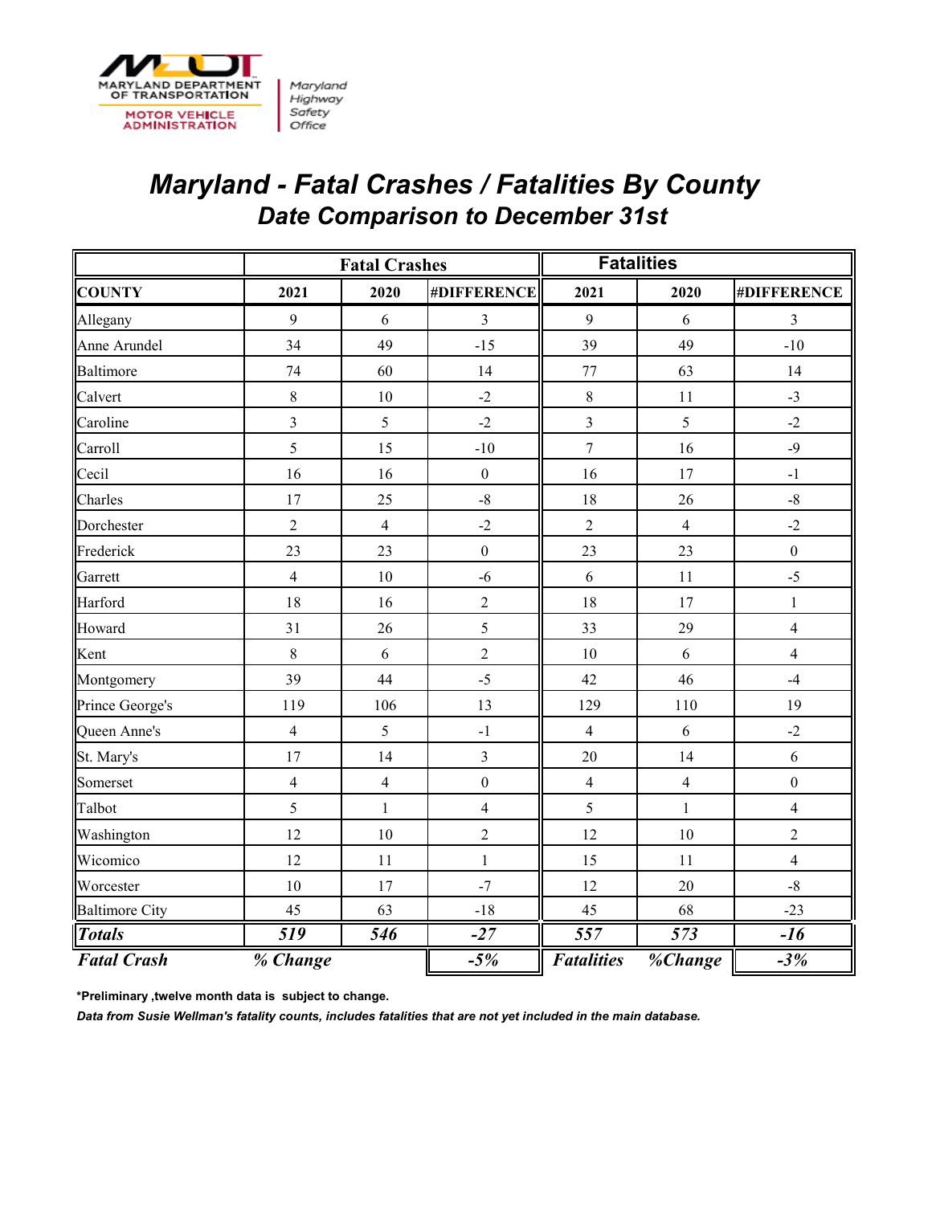# Maryland - Fatal Crashes / Fatalities By County

## Date Comparison to December 31st

| | Fatal Crashes | | | Fatalities | | |
|---|---|---|---|---|---|---|
| **COUNTY** | **2021** | **2020** | **#DIFFERENCE** | **2021** | **2020** | **#DIFFERENCE** |
| Allegany | 9 | 6 | 3 | 9 | 6 | 3 |
| Anne Arundel | 34 | 49 | -15 | 39 | 49 | -10 |
| Baltimore | 74 | 60 | 14 | 77 | 63 | 14 |
| Calvert | 8 | 10 | -2 | 8 | 11 | -3 |
| Caroline | 3 | 5 | -2 | 3 | 5 | -2 |
| Carroll | 5 | 15 | -10 | 7 | 16 | -9 |
| Cecil | 16 | 16 | 0 | 16 | 17 | -1 |
| Charles | 17 | 25 | -8 | 18 | 26 | -8 |
| Dorchester | 2 | 4 | -2 | 2 | 4 | -2 |
| Frederick | 23 | 23 | 0 | 23 | 23 | 0 |
| Garrett | 4 | 10 | -6 | 6 | 11 | -5 |
| Harford | 18 | 16 | 2 | 18 | 17 | 1 |
| Howard | 31 | 26 | 5 | 33 | 29 | 4 |
| Kent | 8 | 6 | 2 | 10 | 6 | 4 |
| Montgomery | 39 | 44 | -5 | 42 | 46 | -4 |
| Prince George's | 119 | 106 | 13 | 129 | 110 | 19 |
| Queen Anne's | 4 | 5 | -1 | 4 | 6 | -2 |
| St. Mary's | 17 | 14 | 3 | 20 | 14 | 6 |
| Somerset | 4 | 4 | 0 | 4 | 4 | 0 |
| Talbot | 5 | 1 | 4 | 5 | 1 | 4 |
| Washington | 12 | 10 | 2 | 12 | 10 | 2 |
| Wicomico | 12 | 11 | 1 | 15 | 11 | 4 |
| Worcester | 10 | 17 | -7 | 12 | 20 | -8 |
| Baltimore City | 45 | 63 | -18 | 45 | 68 | -23 |
| ***Totals*** | ***519*** | ***546*** | ***-27*** | ***557*** | ***573*** | ***-16*** |
| ***Fatal Crash*** | ***% Change*** | | ***-5%*** | ***Fatalities*** | ***%Change*** | ***-3%*** |

**\*Preliminary ,twelve month data is subject to change.**

***Data from Susie Wellman's fatality counts, includes fatalities that are not yet included in the main database.***